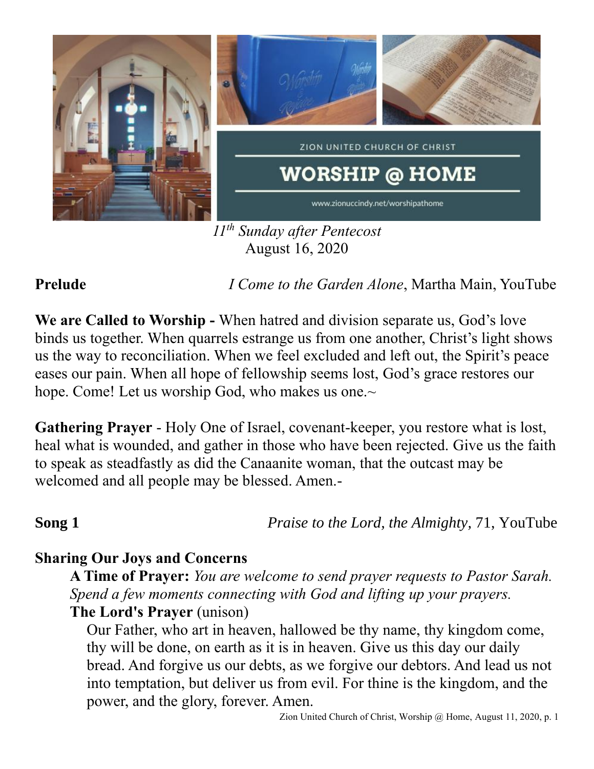ZION UNITED CHURCH OF CHRIST

# WORSHIP @ HOME

www.zionuccindy.net/worshipathome

*11th Sunday after Pentecost*
August 16, 2020

**Prelude** *I Come to the Garden Alone*, Martha Main, YouTube

**We are Called to Worship -** When hatred and division separate us, God's love binds us together. When quarrels estrange us from one another, Christ's light shows us the way to reconciliation. When we feel excluded and left out, the Spirit's peace eases our pain. When all hope of fellowship seems lost, God's grace restores our hope. Come! Let us worship God, who makes us one.~

**Gathering Prayer** - Holy One of Israel, covenant-keeper, you restore what is lost, heal what is wounded, and gather in those who have been rejected. Give us the faith to speak as steadfastly as did the Canaanite woman, that the outcast may be welcomed and all people may be blessed. Amen.-

**Song 1** *Praise to the Lord, the Almighty,* 71, YouTube

**Sharing Our Joys and Concerns**

**A Time of Prayer:** *You are welcome to send prayer requests to Pastor Sarah. Spend a few moments connecting with God and lifting up your prayers.*

**The Lord's Prayer** (unison)

Our Father, who art in heaven, hallowed be thy name, thy kingdom come, thy will be done, on earth as it is in heaven. Give us this day our daily bread. And forgive us our debts, as we forgive our debtors. And lead us not into temptation, but deliver us from evil. For thine is the kingdom, and the power, and the glory, forever. Amen.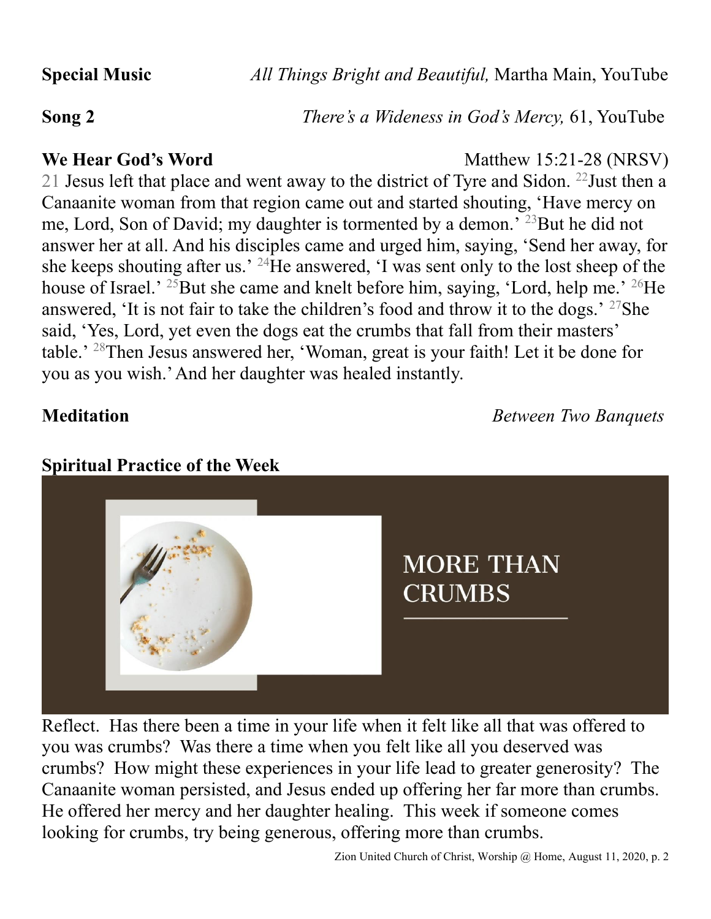**Special Music** *All Things Bright and Beautiful,* Martha Main, YouTube

**Song 2** *There's a Wideness in God's Mercy,* 61, YouTube

**We Hear God's Word** Matthew 15:21-28 (NRSV)

21 Jesus left that place and went away to the district of Tyre and Sidon. 22 Just then a Canaanite woman from that region came out and started shouting, 'Have mercy on me, Lord, Son of David; my daughter is tormented by a demon.' 23 But he did not answer her at all. And his disciples came and urged him, saying, 'Send her away, for she keeps shouting after us.' 24 He answered, 'I was sent only to the lost sheep of the house of Israel.' 25 But she came and knelt before him, saying, 'Lord, help me.' 26 He answered, 'It is not fair to take the children's food and throw it to the dogs.' 27 She said, 'Yes, Lord, yet even the dogs eat the crumbs that fall from their masters' table.' 28 Then Jesus answered her, 'Woman, great is your faith! Let it be done for you as you wish.' And her daughter was healed instantly.

**Meditation** *Between Two Banquets*

**Spiritual Practice of the Week**

MORE THAN CRUMBS

Reflect. Has there been a time in your life when it felt like all that was offered to you was crumbs? Was there a time when you felt like all you deserved was crumbs? How might these experiences in your life lead to greater generosity? The Canaanite woman persisted, and Jesus ended up offering her far more than crumbs. He offered her mercy and her daughter healing. This week if someone comes looking for crumbs, try being generous, offering more than crumbs.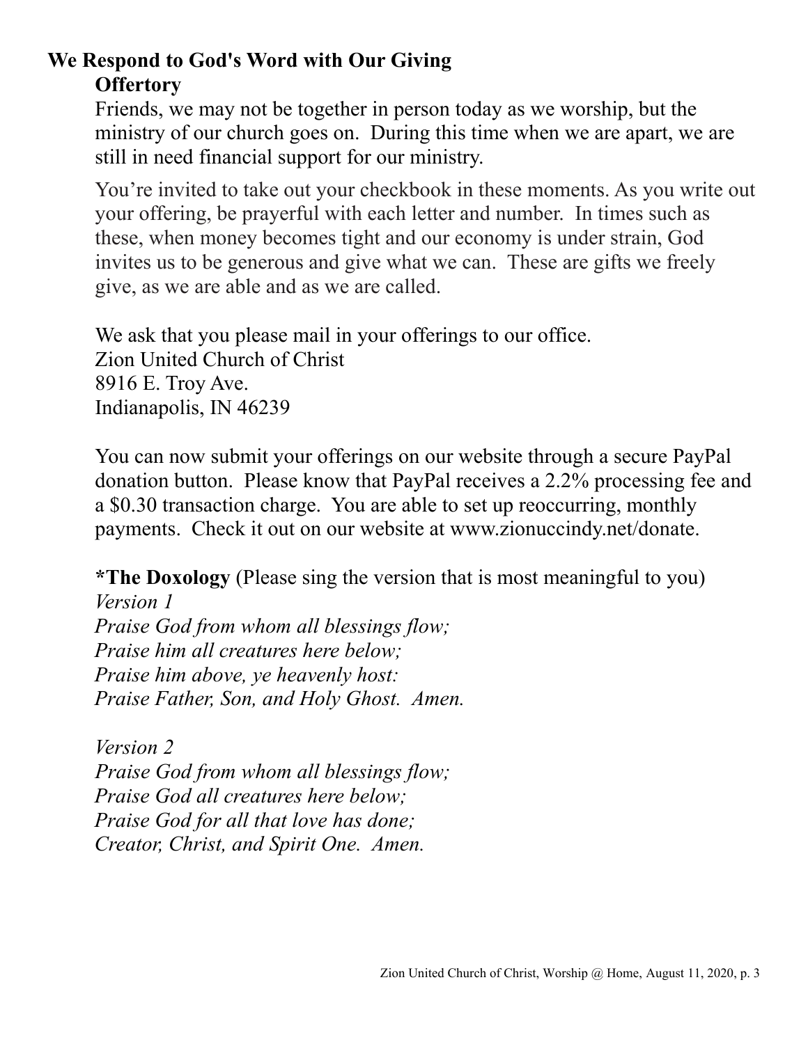## We Respond to God's Word with Our Giving

### Offertory

Friends, we may not be together in person today as we worship, but the ministry of our church goes on. During this time when we are apart, we are still in need financial support for our ministry.

You're invited to take out your checkbook in these moments. As you write out your offering, be prayerful with each letter and number. In times such as these, when money becomes tight and our economy is under strain, God invites us to be generous and give what we can. These are gifts we freely give, as we are able and as we are called.

We ask that you please mail in your offerings to our office.
Zion United Church of Christ
8916 E. Troy Ave.
Indianapolis, IN 46239

You can now submit your offerings on our website through a secure PayPal donation button. Please know that PayPal receives a 2.2% processing fee and a $0.30 transaction charge. You are able to set up reoccurring, monthly payments. Check it out on our website at www.zionuccindy.net/donate.

**\*The Doxology** (Please sing the version that is most meaningful to you)

*Version 1*
*Praise God from whom all blessings flow;*
*Praise him all creatures here below;*
*Praise him above, ye heavenly host:*
*Praise Father, Son, and Holy Ghost. Amen.*

*Version 2*
*Praise God from whom all blessings flow;*
*Praise God all creatures here below;*
*Praise God for all that love has done;*
*Creator, Christ, and Spirit One. Amen.*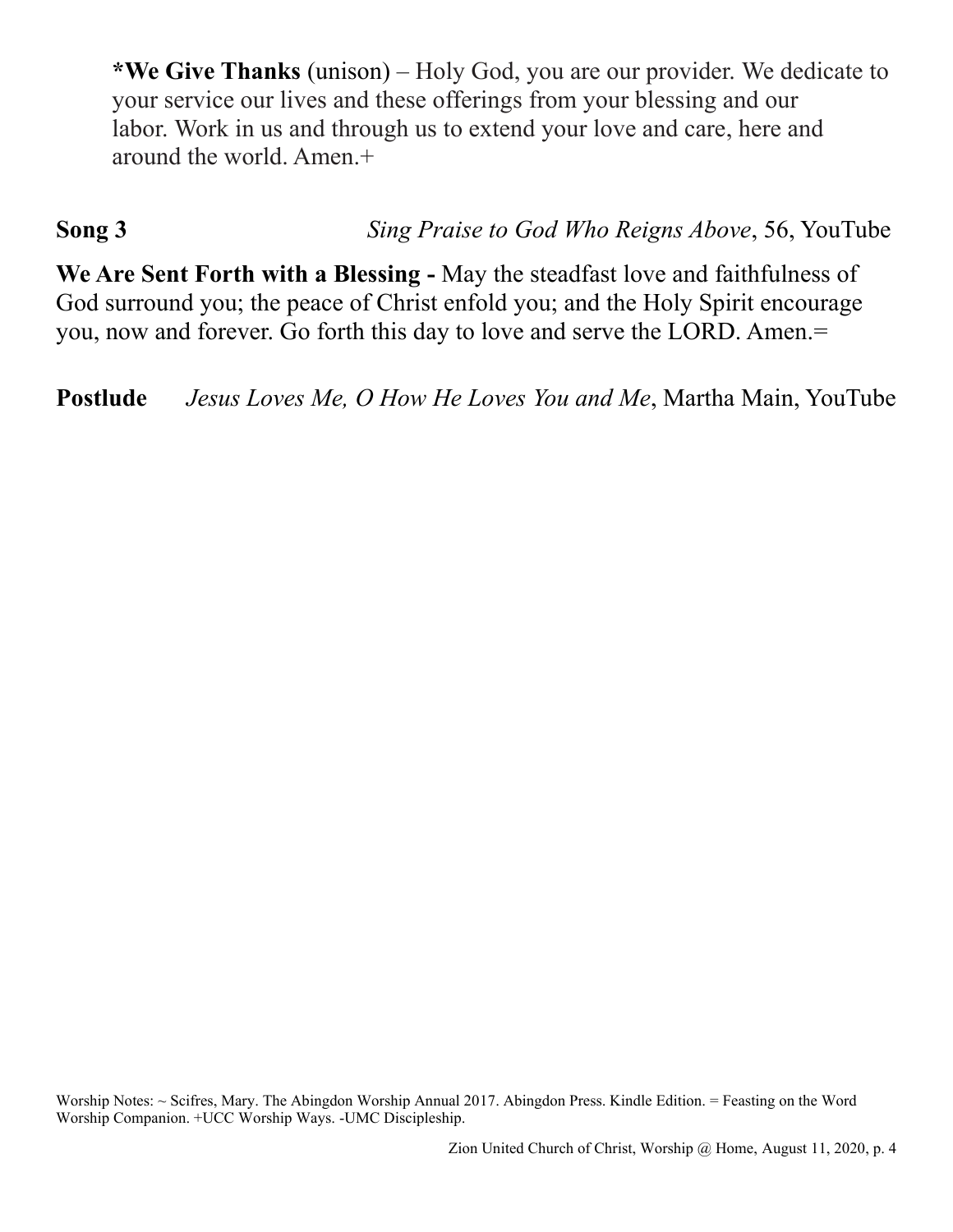**\*We Give Thanks** (unison) – Holy God, you are our provider. We dedicate to your service our lives and these offerings from your blessing and our labor. Work in us and through us to extend your love and care, here and around the world. Amen.+

**Song 3** *Sing Praise to God Who Reigns Above*, 56, YouTube

**We Are Sent Forth with a Blessing -** May the steadfast love and faithfulness of God surround you; the peace of Christ enfold you; and the Holy Spirit encourage you, now and forever. Go forth this day to love and serve the LORD. Amen.=

**Postlude** *Jesus Loves Me, O How He Loves You and Me*, Martha Main, YouTube

Worship Notes: ~ Scifres, Mary. The Abingdon Worship Annual 2017. Abingdon Press. Kindle Edition. = Feasting on the Word Worship Companion. +UCC Worship Ways. -UMC Discipleship.